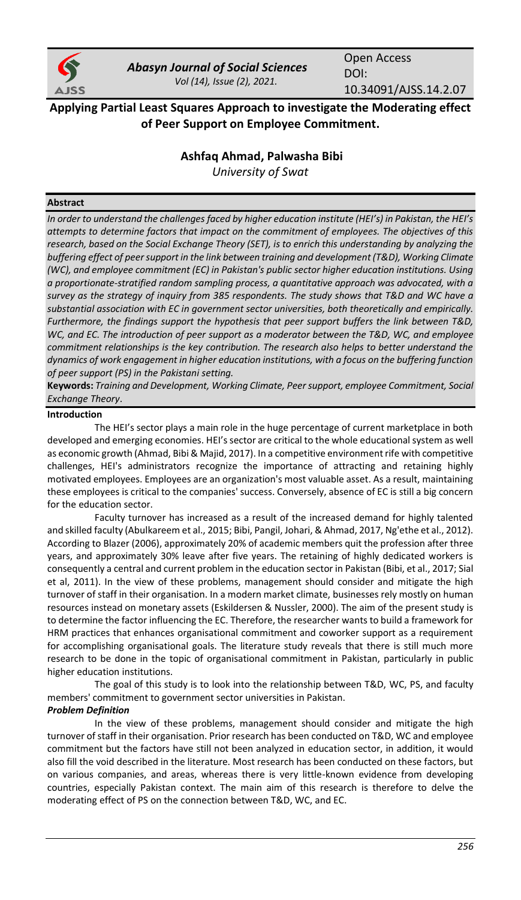# Applying Partial Least Squares Approach to investigate the Moderating effect of Peer Support on Employee Commitment.

**Ashfaq Ahmad, Palwasha Bibi**

*University of Swat*

**Abstract**

*In order to understand the challenges faced by higher education institute (HEI's) in Pakistan, the HEI's attempts to determine factors that impact on the commitment of employees. The objectives of this research, based on the Social Exchange Theory (SET), is to enrich this understanding by analyzing the buffering effect of peer support in the link between training and development (T&D), Working Climate (WC), and employee commitment (EC) in Pakistan's public sector higher education institutions. Using a proportionate-stratified random sampling process, a quantitative approach was advocated, with a survey as the strategy of inquiry from 385 respondents. The study shows that T&D and WC have a substantial association with EC in government sector universities, both theoretically and empirically. Furthermore, the findings support the hypothesis that peer support buffers the link between T&D, WC, and EC. The introduction of peer support as a moderator between the T&D, WC, and employee commitment relationships is the key contribution. The research also helps to better understand the dynamics of work engagement in higher education institutions, with a focus on the buffering function of peer support (PS) in the Pakistani setting.*

**Keywords:** *Training and Development, Working Climate, Peer support, employee Commitment, Social Exchange Theory*.

## Introduction

The HEI's sector plays a main role in the huge percentage of current marketplace in both developed and emerging economies. HEI's sector are critical to the whole educational system as well as economic growth (Ahmad, Bibi & Majid, 2017). In a competitive environment rife with competitive challenges, HEI's administrators recognize the importance of attracting and retaining highly motivated employees. Employees are an organization's most valuable asset. As a result, maintaining these employees is critical to the companies' success. Conversely, absence of EC is still a big concern for the education sector.

Faculty turnover has increased as a result of the increased demand for highly talented and skilled faculty (Abulkareem et al., 2015; Bibi, Pangil, Johari, & Ahmad, 2017, Ng'ethe et al., 2012). According to Blazer (2006), approximately 20% of academic members quit the profession after three years, and approximately 30% leave after five years. The retaining of highly dedicated workers is consequently a central and current problem in the education sector in Pakistan (Bibi, et al., 2017; Sial et al, 2011). In the view of these problems, management should consider and mitigate the high turnover of staff in their organisation. In a modern market climate, businesses rely mostly on human resources instead on monetary assets (Eskildersen & Nussler, 2000). The aim of the present study is to determine the factor influencing the EC. Therefore, the researcher wants to build a framework for HRM practices that enhances organisational commitment and coworker support as a requirement for accomplishing organisational goals. The literature study reveals that there is still much more research to be done in the topic of organisational commitment in Pakistan, particularly in public higher education institutions.

The goal of this study is to look into the relationship between T&D, WC, PS, and faculty members' commitment to government sector universities in Pakistan.

### *Problem Definition*

In the view of these problems, management should consider and mitigate the high turnover of staff in their organisation. Prior research has been conducted on T&D, WC and employee commitment but the factors have still not been analyzed in education sector, in addition, it would also fill the void described in the literature. Most research has been conducted on these factors, but on various companies, and areas, whereas there is very little-known evidence from developing countries, especially Pakistan context. The main aim of this research is therefore to delve the moderating effect of PS on the connection between T&D, WC, and EC.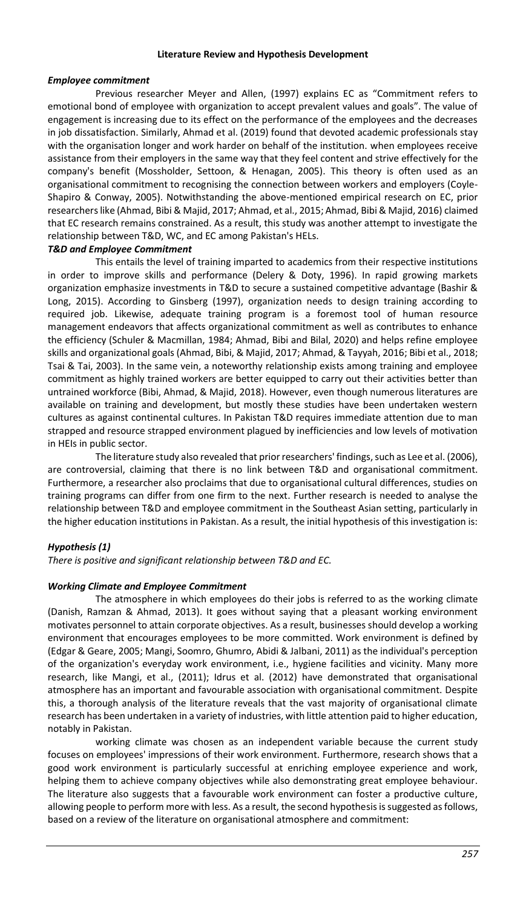## Literature Review and Hypothesis Development

### *Employee commitment*

Previous researcher Meyer and Allen, (1997) explains EC as "Commitment refers to emotional bond of employee with organization to accept prevalent values and goals". The value of engagement is increasing due to its effect on the performance of the employees and the decreases in job dissatisfaction. Similarly, Ahmad et al. (2019) found that devoted academic professionals stay with the organisation longer and work harder on behalf of the institution. when employees receive assistance from their employers in the same way that they feel content and strive effectively for the company's benefit (Mossholder, Settoon, & Henagan, 2005). This theory is often used as an organisational commitment to recognising the connection between workers and employers (Coyle-Shapiro & Conway, 2005). Notwithstanding the above-mentioned empirical research on EC, prior researchers like (Ahmad, Bibi & Majid, 2017; Ahmad, et al., 2015; Ahmad, Bibi & Majid, 2016) claimed that EC research remains constrained. As a result, this study was another attempt to investigate the relationship between T&D, WC, and EC among Pakistan's HELs.

### *T&D and Employee Commitment*

This entails the level of training imparted to academics from their respective institutions in order to improve skills and performance (Delery & Doty, 1996). In rapid growing markets organization emphasize investments in T&D to secure a sustained competitive advantage (Bashir & Long, 2015). According to Ginsberg (1997), organization needs to design training according to required job. Likewise, adequate training program is a foremost tool of human resource management endeavors that affects organizational commitment as well as contributes to enhance the efficiency (Schuler & Macmillan, 1984; Ahmad, Bibi and Bilal, 2020) and helps refine employee skills and organizational goals (Ahmad, Bibi, & Majid, 2017; Ahmad, & Tayyah, 2016; Bibi et al., 2018; Tsai & Tai, 2003). In the same vein, a noteworthy relationship exists among training and employee commitment as highly trained workers are better equipped to carry out their activities better than untrained workforce (Bibi, Ahmad, & Majid, 2018). However, even though numerous literatures are available on training and development, but mostly these studies have been undertaken western cultures as against continental cultures. In Pakistan T&D requires immediate attention due to man strapped and resource strapped environment plagued by inefficiencies and low levels of motivation in HEIs in public sector.

The literature study also revealed that prior researchers' findings, such as Lee et al. (2006), are controversial, claiming that there is no link between T&D and organisational commitment. Furthermore, a researcher also proclaims that due to organisational cultural differences, studies on training programs can differ from one firm to the next. Further research is needed to analyse the relationship between T&D and employee commitment in the Southeast Asian setting, particularly in the higher education institutions in Pakistan. As a result, the initial hypothesis of this investigation is:

### *Hypothesis (1)*

*There is positive and significant relationship between T&D and EC.*

### *Working Climate and Employee Commitment*

The atmosphere in which employees do their jobs is referred to as the working climate (Danish, Ramzan & Ahmad, 2013). It goes without saying that a pleasant working environment motivates personnel to attain corporate objectives. As a result, businesses should develop a working environment that encourages employees to be more committed. Work environment is defined by (Edgar & Geare, 2005; Mangi, Soomro, Ghumro, Abidi & Jalbani, 2011) as the individual's perception of the organization's everyday work environment, i.e., hygiene facilities and vicinity. Many more research, like Mangi, et al., (2011); Idrus et al. (2012) have demonstrated that organisational atmosphere has an important and favourable association with organisational commitment. Despite this, a thorough analysis of the literature reveals that the vast majority of organisational climate research has been undertaken in a variety of industries, with little attention paid to higher education, notably in Pakistan.

working climate was chosen as an independent variable because the current study focuses on employees' impressions of their work environment. Furthermore, research shows that a good work environment is particularly successful at enriching employee experience and work, helping them to achieve company objectives while also demonstrating great employee behaviour. The literature also suggests that a favourable work environment can foster a productive culture, allowing people to perform more with less. As a result, the second hypothesis is suggested as follows, based on a review of the literature on organisational atmosphere and commitment: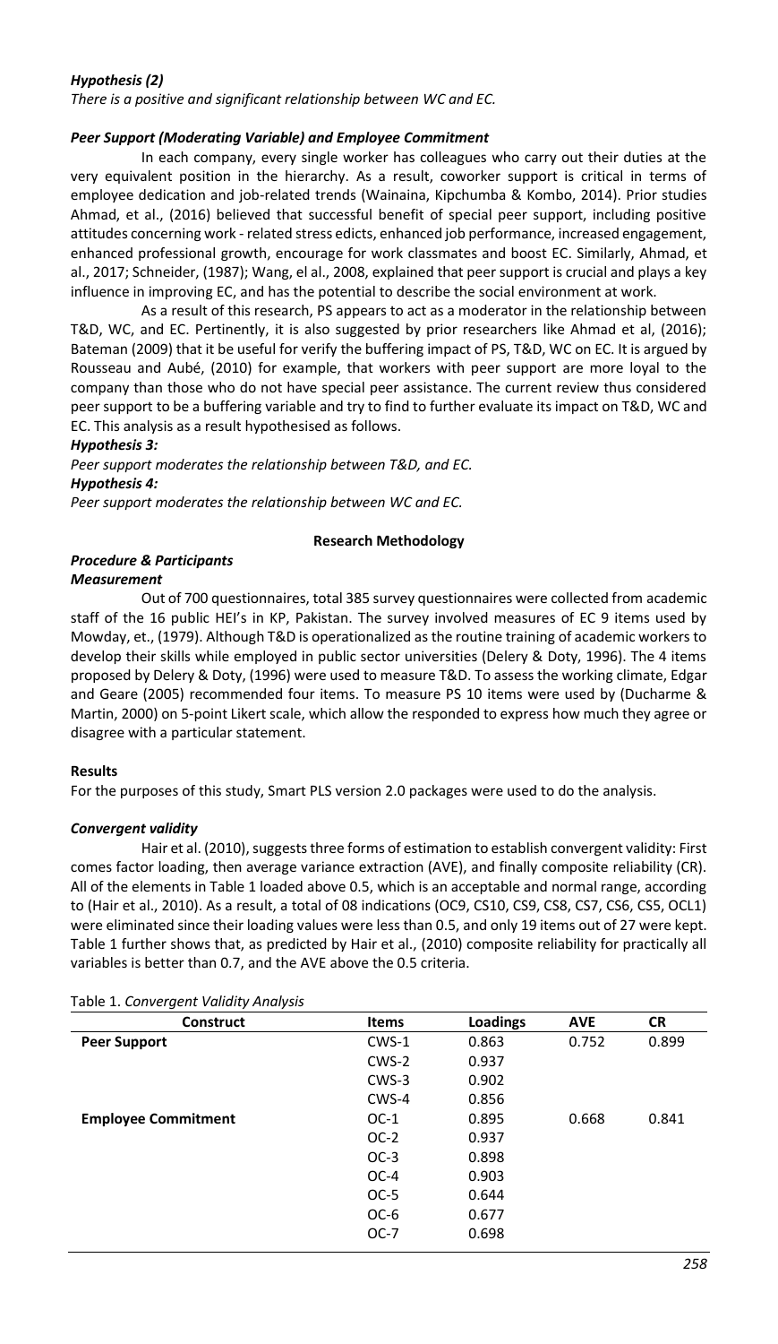***Hypothesis (2)***

*There is a positive and significant relationship between WC and EC.*

***Peer Support (Moderating Variable) and Employee Commitment***

In each company, every single worker has colleagues who carry out their duties at the very equivalent position in the hierarchy. As a result, coworker support is critical in terms of employee dedication and job-related trends (Wainaina, Kipchumba & Kombo, 2014). Prior studies Ahmad, et al., (2016) believed that successful benefit of special peer support, including positive attitudes concerning work - related stress edicts, enhanced job performance, increased engagement, enhanced professional growth, encourage for work classmates and boost EC. Similarly, Ahmad, et al., 2017; Schneider, (1987); Wang, el al., 2008, explained that peer support is crucial and plays a key influence in improving EC, and has the potential to describe the social environment at work.

As a result of this research, PS appears to act as a moderator in the relationship between T&D, WC, and EC. Pertinently, it is also suggested by prior researchers like Ahmad et al, (2016); Bateman (2009) that it be useful for verify the buffering impact of PS, T&D, WC on EC. It is argued by Rousseau and Aubé, (2010) for example, that workers with peer support are more loyal to the company than those who do not have special peer assistance. The current review thus considered peer support to be a buffering variable and try to find to further evaluate its impact on T&D, WC and EC. This analysis as a result hypothesised as follows.

***Hypothesis 3:***

*Peer support moderates the relationship between T&D, and EC.*

***Hypothesis 4:***

*Peer support moderates the relationship between WC and EC.*

## Research Methodology

***Procedure & Participants***

***Measurement***

Out of 700 questionnaires, total 385 survey questionnaires were collected from academic staff of the 16 public HEI's in KP, Pakistan. The survey involved measures of EC 9 items used by Mowday, et., (1979). Although T&D is operationalized as the routine training of academic workers to develop their skills while employed in public sector universities (Delery & Doty, 1996). The 4 items proposed by Delery & Doty, (1996) were used to measure T&D. To assess the working climate, Edgar and Geare (2005) recommended four items. To measure PS 10 items were used by (Ducharme & Martin, 2000) on 5-point Likert scale, which allow the responded to express how much they agree or disagree with a particular statement.

## Results

For the purposes of this study, Smart PLS version 2.0 packages were used to do the analysis.

***Convergent validity***

Hair et al. (2010), suggests three forms of estimation to establish convergent validity: First comes factor loading, then average variance extraction (AVE), and finally composite reliability (CR). All of the elements in Table 1 loaded above 0.5, which is an acceptable and normal range, according to (Hair et al., 2010). As a result, a total of 08 indications (OC9, CS10, CS9, CS8, CS7, CS6, CS5, OCL1) were eliminated since their loading values were less than 0.5, and only 19 items out of 27 were kept. Table 1 further shows that, as predicted by Hair et al., (2010) composite reliability for practically all variables is better than 0.7, and the AVE above the 0.5 criteria.

Table 1. *Convergent Validity Analysis*

| Construct | Items | Loadings | AVE | CR |
|---|---|---|---|---|
| **Peer Support** | CWS-1 | 0.863 | 0.752 | 0.899 |
| | CWS-2 | 0.937 | | |
| | CWS-3 | 0.902 | | |
| | CWS-4 | 0.856 | | |
| **Employee Commitment** | OC-1 | 0.895 | 0.668 | 0.841 |
| | OC-2 | 0.937 | | |
| | OC-3 | 0.898 | | |
| | OC-4 | 0.903 | | |
| | OC-5 | 0.644 | | |
| | OC-6 | 0.677 | | |
| | OC-7 | 0.698 | | |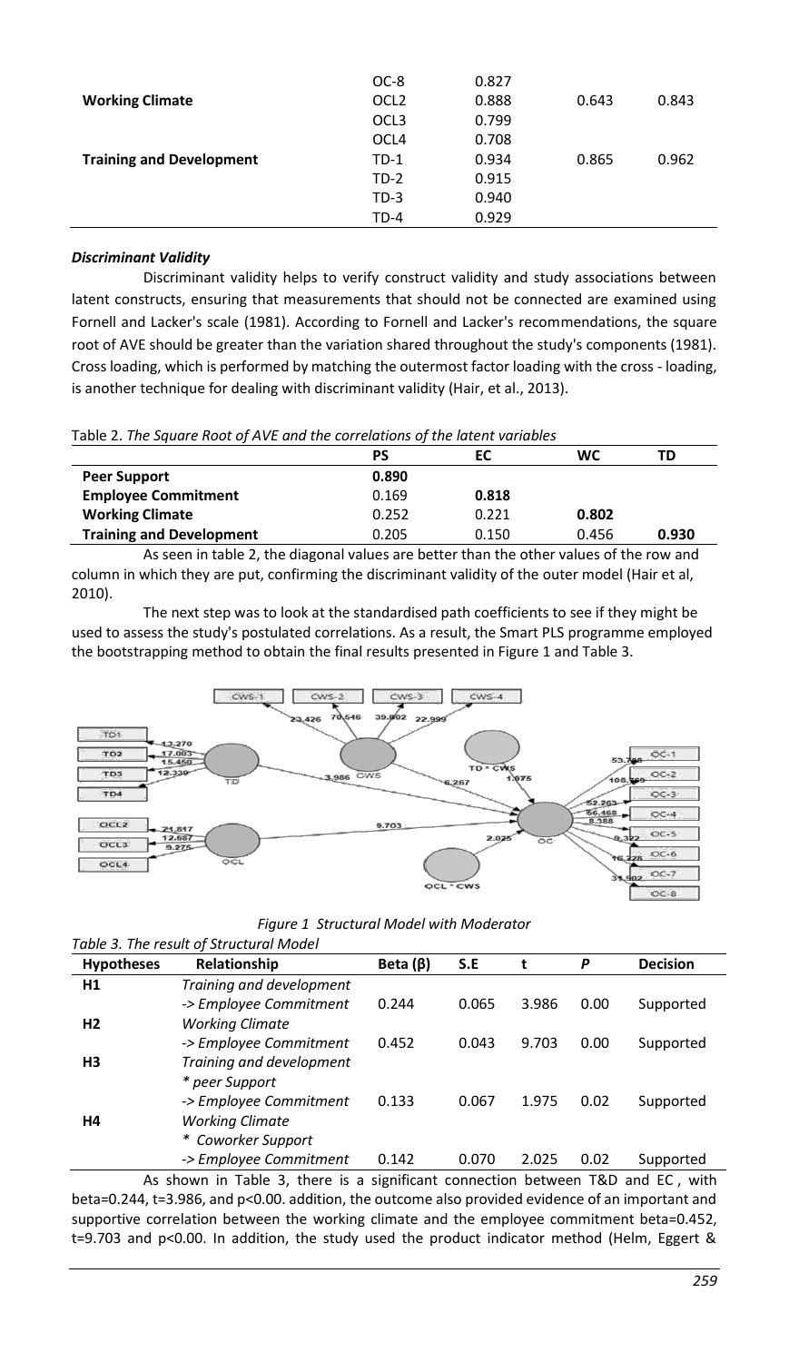| | OC-8 | 0.827 | | |
|---|---|---|---|---|
| **Working Climate** | OCL2 | 0.888 | 0.643 | 0.843 |
| | OCL3 | 0.799 | | |
| | OCL4 | 0.708 | | |
| **Training and Development** | TD-1 | 0.934 | 0.865 | 0.962 |
| | TD-2 | 0.915 | | |
| | TD-3 | 0.940 | | |
| | TD-4 | 0.929 | | |

***Discriminant Validity***

Discriminant validity helps to verify construct validity and study associations between latent constructs, ensuring that measurements that should not be connected are examined using Fornell and Lacker's scale (1981). According to Fornell and Lacker's recommendations, the square root of AVE should be greater than the variation shared throughout the study's components (1981). Cross loading, which is performed by matching the outermost factor loading with the cross - loading, is another technique for dealing with discriminant validity (Hair, et al., 2013).

Table 2. *The Square Root of AVE and the correlations of the latent variables*

| | PS | EC | WC | TD |
|---|---|---|---|---|
| **Peer Support** | **0.890** | | | |
| **Employee Commitment** | 0.169 | **0.818** | | |
| **Working Climate** | 0.252 | 0.221 | **0.802** | |
| **Training and Development** | 0.205 | 0.150 | 0.456 | **0.930** |

As seen in table 2, the diagonal values are better than the other values of the row and column in which they are put, confirming the discriminant validity of the outer model (Hair et al, 2010).

The next step was to look at the standardised path coefficients to see if they might be used to assess the study's postulated correlations. As a result, the Smart PLS programme employed the bootstrapping method to obtain the final results presented in Figure 1 and Table 3.

*Figure 1 Structural Model with Moderator*

*Table 3. The result of Structural Model*

| Hypotheses | Relationship | Beta (β) | S.E | t | *P* | Decision |
|---|---|---|---|---|---|---|
| **H1** | *Training and development -> Employee Commitment* | 0.244 | 0.065 | 3.986 | 0.00 | Supported |
| **H2** | *Working Climate -> Employee Commitment* | 0.452 | 0.043 | 9.703 | 0.00 | Supported |
| **H3** | *Training and development * peer Support -> Employee Commitment* | 0.133 | 0.067 | 1.975 | 0.02 | Supported |
| **H4** | *Working Climate * Coworker Support -> Employee Commitment* | 0.142 | 0.070 | 2.025 | 0.02 | Supported |

As shown in Table 3, there is a significant connection between T&D and EC , with beta=0.244, t=3.986, and p<0.00. addition, the outcome also provided evidence of an important and supportive correlation between the working climate and the employee commitment beta=0.452, t=9.703 and p<0.00. In addition, the study used the product indicator method (Helm, Eggert &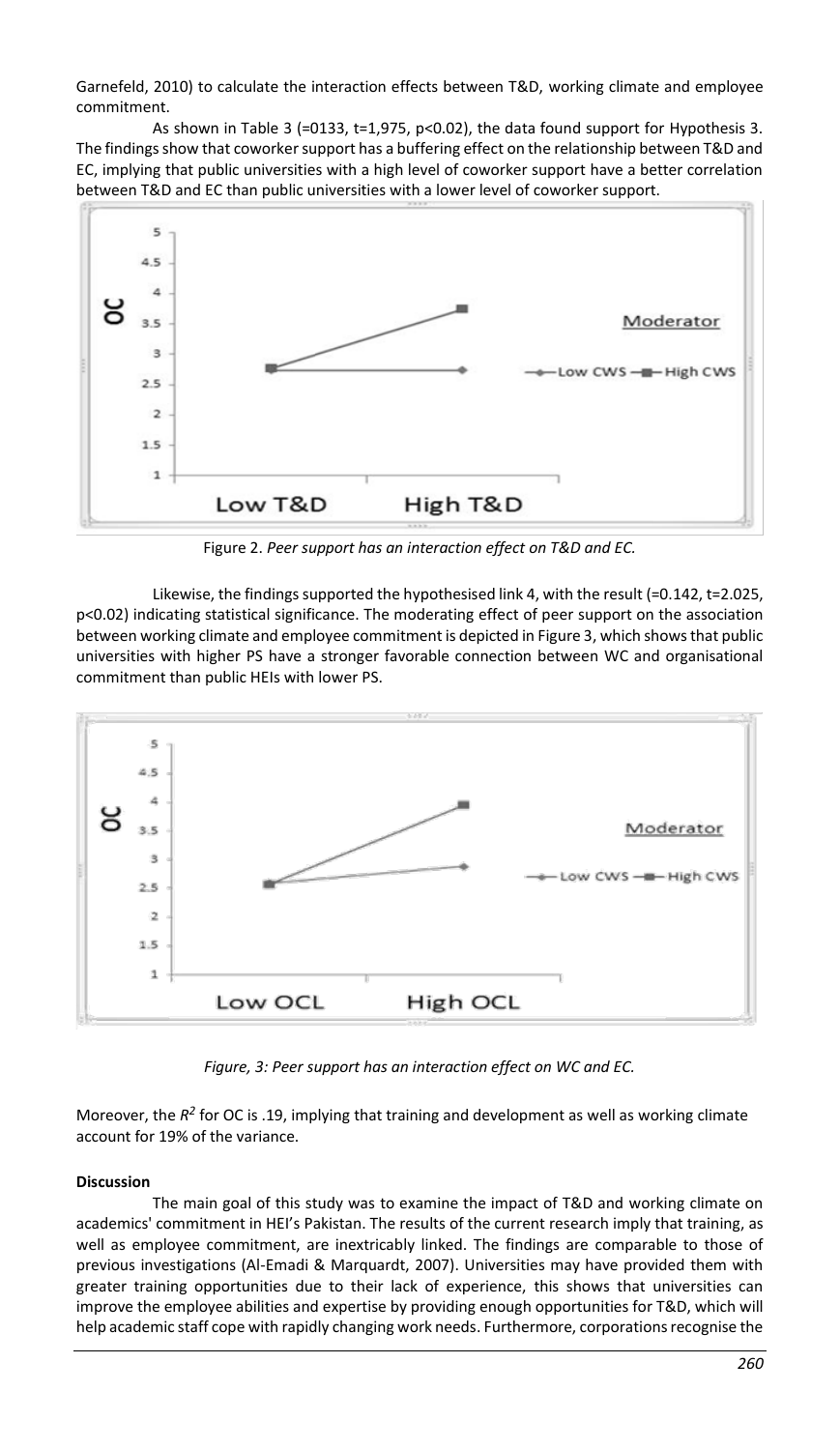Garnefeld, 2010) to calculate the interaction effects between T&D, working climate and employee commitment.

As shown in Table 3 (=0133, t=1,975, p<0.02), the data found support for Hypothesis 3. The findings show that coworker support has a buffering effect on the relationship between T&D and EC, implying that public universities with a high level of coworker support have a better correlation between T&D and EC than public universities with a lower level of coworker support.

Figure 2. *Peer support has an interaction effect on T&D and EC.*

Likewise, the findings supported the hypothesised link 4, with the result (=0.142, t=2.025, p<0.02) indicating statistical significance. The moderating effect of peer support on the association between working climate and employee commitment is depicted in Figure 3, which shows that public universities with higher PS have a stronger favorable connection between WC and organisational commitment than public HEIs with lower PS.

*Figure, 3: Peer support has an interaction effect on WC and EC.*

Moreover, the $R^2$ for OC is .19, implying that training and development as well as working climate account for 19% of the variance.

**Discussion**

The main goal of this study was to examine the impact of T&D and working climate on academics' commitment in HEI's Pakistan. The results of the current research imply that training, as well as employee commitment, are inextricably linked. The findings are comparable to those of previous investigations (Al-Emadi & Marquardt, 2007). Universities may have provided them with greater training opportunities due to their lack of experience, this shows that universities can improve the employee abilities and expertise by providing enough opportunities for T&D, which will help academic staff cope with rapidly changing work needs. Furthermore, corporations recognise the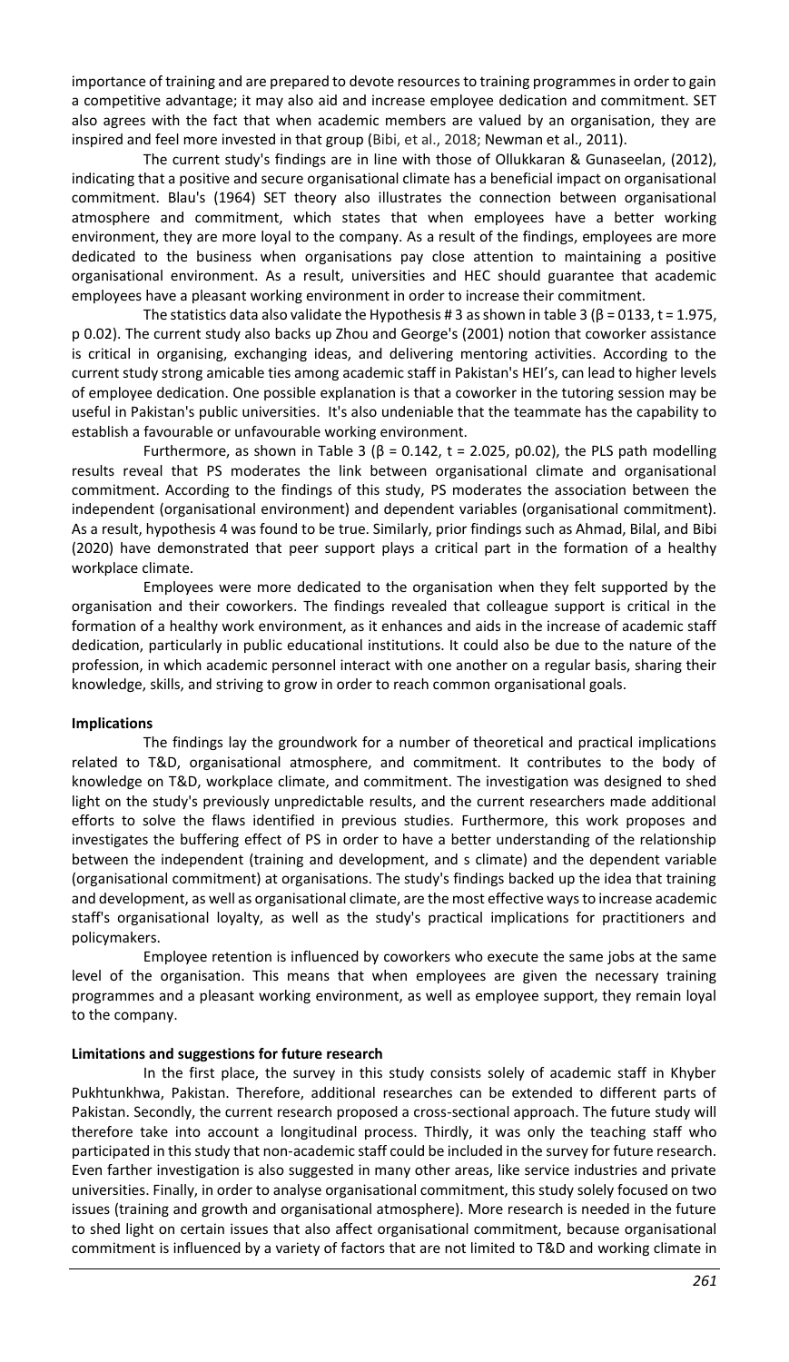importance of training and are prepared to devote resources to training programmes in order to gain a competitive advantage; it may also aid and increase employee dedication and commitment. SET also agrees with the fact that when academic members are valued by an organisation, they are inspired and feel more invested in that group (Bibi, et al., 2018; Newman et al., 2011).

The current study's findings are in line with those of Ollukkaran & Gunaseelan, (2012), indicating that a positive and secure organisational climate has a beneficial impact on organisational commitment. Blau's (1964) SET theory also illustrates the connection between organisational atmosphere and commitment, which states that when employees have a better working environment, they are more loyal to the company. As a result of the findings, employees are more dedicated to the business when organisations pay close attention to maintaining a positive organisational environment. As a result, universities and HEC should guarantee that academic employees have a pleasant working environment in order to increase their commitment.

The statistics data also validate the Hypothesis # 3 as shown in table 3 (β = 0133, t = 1.975, p 0.02). The current study also backs up Zhou and George's (2001) notion that coworker assistance is critical in organising, exchanging ideas, and delivering mentoring activities. According to the current study strong amicable ties among academic staff in Pakistan's HEI's, can lead to higher levels of employee dedication. One possible explanation is that a coworker in the tutoring session may be useful in Pakistan's public universities. It's also undeniable that the teammate has the capability to establish a favourable or unfavourable working environment.

Furthermore, as shown in Table 3 (β = 0.142, t = 2.025, p0.02), the PLS path modelling results reveal that PS moderates the link between organisational climate and organisational commitment. According to the findings of this study, PS moderates the association between the independent (organisational environment) and dependent variables (organisational commitment). As a result, hypothesis 4 was found to be true. Similarly, prior findings such as Ahmad, Bilal, and Bibi (2020) have demonstrated that peer support plays a critical part in the formation of a healthy workplace climate.

Employees were more dedicated to the organisation when they felt supported by the organisation and their coworkers. The findings revealed that colleague support is critical in the formation of a healthy work environment, as it enhances and aids in the increase of academic staff dedication, particularly in public educational institutions. It could also be due to the nature of the profession, in which academic personnel interact with one another on a regular basis, sharing their knowledge, skills, and striving to grow in order to reach common organisational goals.

## Implications

The findings lay the groundwork for a number of theoretical and practical implications related to T&D, organisational atmosphere, and commitment. It contributes to the body of knowledge on T&D, workplace climate, and commitment. The investigation was designed to shed light on the study's previously unpredictable results, and the current researchers made additional efforts to solve the flaws identified in previous studies. Furthermore, this work proposes and investigates the buffering effect of PS in order to have a better understanding of the relationship between the independent (training and development, and s climate) and the dependent variable (organisational commitment) at organisations. The study's findings backed up the idea that training and development, as well as organisational climate, are the most effective ways to increase academic staff's organisational loyalty, as well as the study's practical implications for practitioners and policymakers.

Employee retention is influenced by coworkers who execute the same jobs at the same level of the organisation. This means that when employees are given the necessary training programmes and a pleasant working environment, as well as employee support, they remain loyal to the company.

## Limitations and suggestions for future research

In the first place, the survey in this study consists solely of academic staff in Khyber Pukhtunkhwa, Pakistan. Therefore, additional researches can be extended to different parts of Pakistan. Secondly, the current research proposed a cross-sectional approach. The future study will therefore take into account a longitudinal process. Thirdly, it was only the teaching staff who participated in this study that non-academic staff could be included in the survey for future research. Even farther investigation is also suggested in many other areas, like service industries and private universities. Finally, in order to analyse organisational commitment, this study solely focused on two issues (training and growth and organisational atmosphere). More research is needed in the future to shed light on certain issues that also affect organisational commitment, because organisational commitment is influenced by a variety of factors that are not limited to T&D and working climate in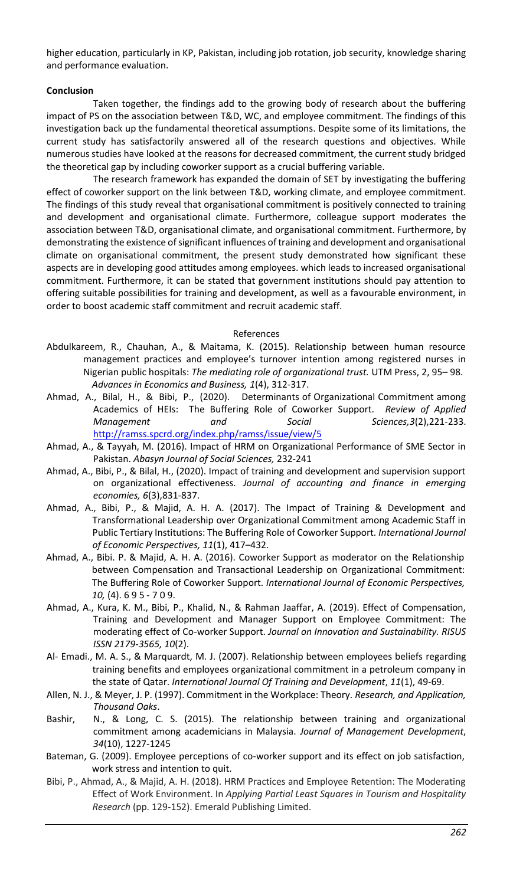higher education, particularly in KP, Pakistan, including job rotation, job security, knowledge sharing and performance evaluation.

**Conclusion**

Taken together, the findings add to the growing body of research about the buffering impact of PS on the association between T&D, WC, and employee commitment. The findings of this investigation back up the fundamental theoretical assumptions. Despite some of its limitations, the current study has satisfactorily answered all of the research questions and objectives. While numerous studies have looked at the reasons for decreased commitment, the current study bridged the theoretical gap by including coworker support as a crucial buffering variable.

The research framework has expanded the domain of SET by investigating the buffering effect of coworker support on the link between T&D, working climate, and employee commitment. The findings of this study reveal that organisational commitment is positively connected to training and development and organisational climate. Furthermore, colleague support moderates the association between T&D, organisational climate, and organisational commitment. Furthermore, by demonstrating the existence of significant influences of training and development and organisational climate on organisational commitment, the present study demonstrated how significant these aspects are in developing good attitudes among employees. which leads to increased organisational commitment. Furthermore, it can be stated that government institutions should pay attention to offering suitable possibilities for training and development, as well as a favourable environment, in order to boost academic staff commitment and recruit academic staff.

References

Abdulkareem, R., Chauhan, A., & Maitama, K. (2015). Relationship between human resource management practices and employee's turnover intention among registered nurses in Nigerian public hospitals: *The mediating role of organizational trust.* UTM Press, 2, 95– 98. *Advances in Economics and Business, 1*(4), 312-317.

Ahmad, A., Bilal, H., & Bibi, P., (2020). Determinants of Organizational Commitment among Academics of HEIs: The Buffering Role of Coworker Support. *Review of Applied Management and Social Sciences,3*(2),221-233. http://ramss.spcrd.org/index.php/ramss/issue/view/5

Ahmad, A., & Tayyah, M. (2016). Impact of HRM on Organizational Performance of SME Sector in Pakistan. *Abasyn Journal of Social Sciences,* 232-241

Ahmad, A., Bibi, P., & Bilal, H., (2020). Impact of training and development and supervision support on organizational effectiveness. *Journal of accounting and finance in emerging economies, 6*(3),831-837.

Ahmad, A., Bibi, P., & Majid, A. H. A. (2017). The Impact of Training & Development and Transformational Leadership over Organizational Commitment among Academic Staff in Public Tertiary Institutions: The Buffering Role of Coworker Support. *International Journal of Economic Perspectives, 11*(1), 417–432.

Ahmad, A., Bibi. P. & Majid, A. H. A. (2016). Coworker Support as moderator on the Relationship between Compensation and Transactional Leadership on Organizational Commitment: The Buffering Role of Coworker Support. *International Journal of Economic Perspectives, 10,* (4). 6 9 5 - 7 0 9.

Ahmad, A., Kura, K. M., Bibi, P., Khalid, N., & Rahman Jaaffar, A. (2019). Effect of Compensation, Training and Development and Manager Support on Employee Commitment: The moderating effect of Co-worker Support. *Journal on Innovation and Sustainability. RISUS ISSN 2179-3565, 10*(2).

Al- Emadi., M. A. S., & Marquardt, M. J. (2007). Relationship between employees beliefs regarding training benefits and employees organizational commitment in a petroleum company in the state of Qatar. *International Journal Of Training and Development*, *11*(1), 49-69.

Allen, N. J., & Meyer, J. P. (1997). Commitment in the Workplace: Theory. *Research, and Application, Thousand Oaks*.

Bashir, N., & Long, C. S. (2015). The relationship between training and organizational commitment among academicians in Malaysia. *Journal of Management Development*, *34*(10), 1227-1245

Bateman, G. (2009). Employee perceptions of co-worker support and its effect on job satisfaction, work stress and intention to quit.

Bibi, P., Ahmad, A., & Majid, A. H. (2018). HRM Practices and Employee Retention: The Moderating Effect of Work Environment. In *Applying Partial Least Squares in Tourism and Hospitality Research* (pp. 129-152). Emerald Publishing Limited.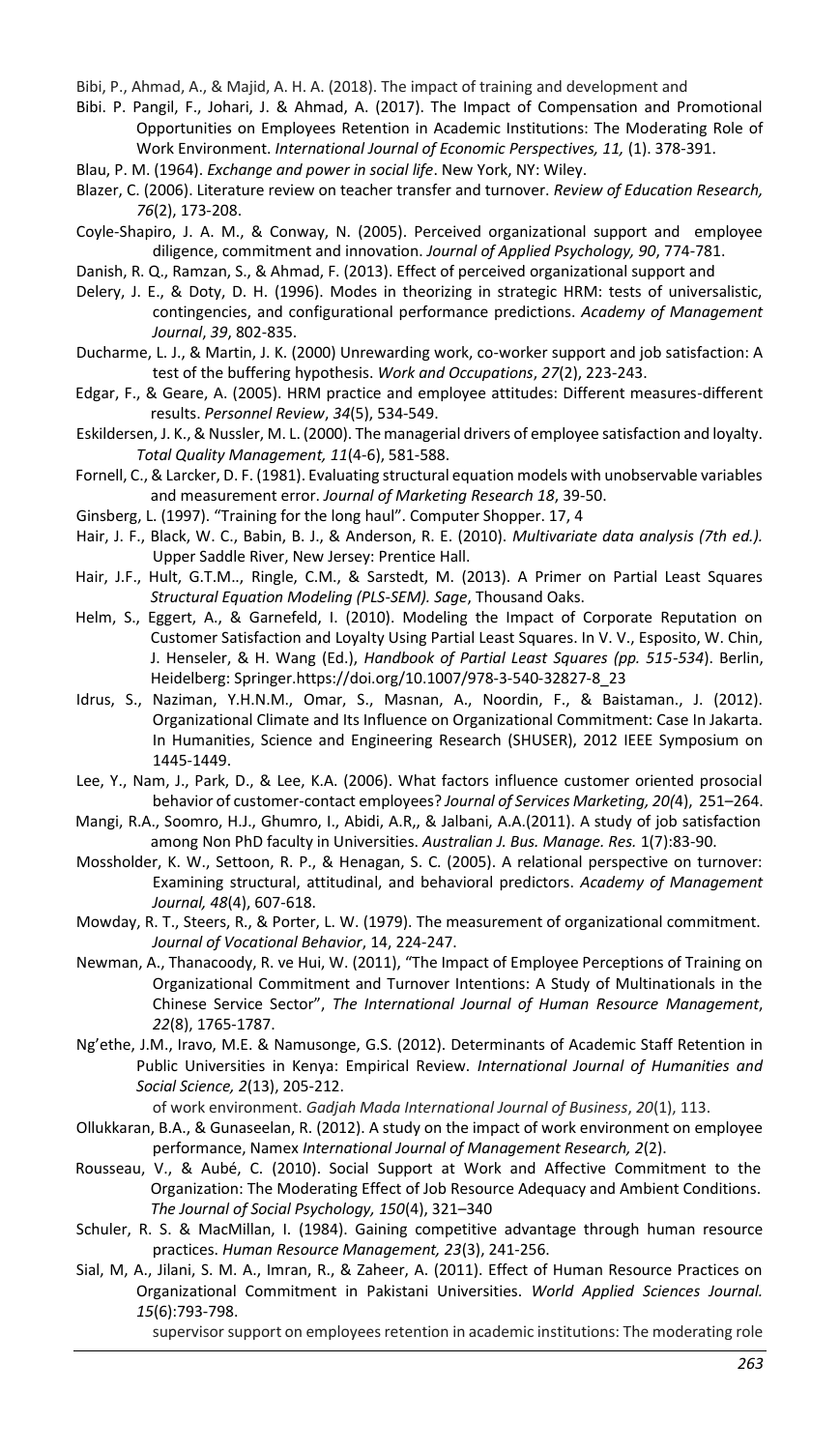Bibi, P., Ahmad, A., & Majid, A. H. A. (2018). The impact of training and development and

Bibi. P. Pangil, F., Johari, J. & Ahmad, A. (2017). The Impact of Compensation and Promotional Opportunities on Employees Retention in Academic Institutions: The Moderating Role of Work Environment. *International Journal of Economic Perspectives, 11,* (1). 378-391.

Blau, P. M. (1964). *Exchange and power in social life*. New York, NY: Wiley.

Blazer, C. (2006). Literature review on teacher transfer and turnover. *Review of Education Research, 76*(2), 173-208.

Coyle-Shapiro, J. A. M., & Conway, N. (2005). Perceived organizational support and employee diligence, commitment and innovation. *Journal of Applied Psychology, 90*, 774-781.

Danish, R. Q., Ramzan, S., & Ahmad, F. (2013). Effect of perceived organizational support and

Delery, J. E., & Doty, D. H. (1996). Modes in theorizing in strategic HRM: tests of universalistic, contingencies, and configurational performance predictions. *Academy of Management Journal*, *39*, 802-835.

Ducharme, L. J., & Martin, J. K. (2000) Unrewarding work, co-worker support and job satisfaction: A test of the buffering hypothesis. *Work and Occupations*, *27*(2), 223-243.

Edgar, F., & Geare, A. (2005). HRM practice and employee attitudes: Different measures-different results. *Personnel Review*, *34*(5), 534-549.

Eskildersen, J. K., & Nussler, M. L. (2000). The managerial drivers of employee satisfaction and loyalty. *Total Quality Management, 11*(4-6), 581-588.

Fornell, C., & Larcker, D. F. (1981). Evaluating structural equation models with unobservable variables and measurement error. *Journal of Marketing Research 18*, 39-50.

Ginsberg, L. (1997). "Training for the long haul". Computer Shopper. 17, 4

Hair, J. F., Black, W. C., Babin, B. J., & Anderson, R. E. (2010). *Multivariate data analysis (7th ed.).* Upper Saddle River, New Jersey: Prentice Hall.

Hair, J.F., Hult, G.T.M.., Ringle, C.M., & Sarstedt, M. (2013). A Primer on Partial Least Squares *Structural Equation Modeling (PLS-SEM). Sage*, Thousand Oaks.

Helm, S., Eggert, A., & Garnefeld, I. (2010). Modeling the Impact of Corporate Reputation on Customer Satisfaction and Loyalty Using Partial Least Squares. In V. V., Esposito, W. Chin, J. Henseler, & H. Wang (Ed.), *Handbook of Partial Least Squares (pp. 515-534*). Berlin, Heidelberg: Springer.https://doi.org/10.1007/978-3-540-32827-8_23

Idrus, S., Naziman, Y.H.N.M., Omar, S., Masnan, A., Noordin, F., & Baistaman., J. (2012). Organizational Climate and Its Influence on Organizational Commitment: Case In Jakarta. In Humanities, Science and Engineering Research (SHUSER), 2012 IEEE Symposium on 1445-1449.

Lee, Y., Nam, J., Park, D., & Lee, K.A. (2006). What factors influence customer oriented prosocial behavior of customer-contact employees? *Journal of Services Marketing, 20(*4), 251–264.

Mangi, R.A., Soomro, H.J., Ghumro, I., Abidi, A.R,, & Jalbani, A.A.(2011). A study of job satisfaction among Non PhD faculty in Universities. *Australian J. Bus. Manage. Res.* 1(7):83-90.

Mossholder, K. W., Settoon, R. P., & Henagan, S. C. (2005). A relational perspective on turnover: Examining structural, attitudinal, and behavioral predictors. *Academy of Management Journal, 48*(4), 607-618.

Mowday, R. T., Steers, R., & Porter, L. W. (1979). The measurement of organizational commitment. *Journal of Vocational Behavior*, 14, 224-247.

Newman, A., Thanacoody, R. ve Hui, W. (2011), "The Impact of Employee Perceptions of Training on Organizational Commitment and Turnover Intentions: A Study of Multinationals in the Chinese Service Sector", *The International Journal of Human Resource Management*, *22*(8), 1765-1787.

Ng'ethe, J.M., Iravo, M.E. & Namusonge, G.S. (2012). Determinants of Academic Staff Retention in Public Universities in Kenya: Empirical Review. *International Journal of Humanities and Social Science, 2*(13), 205-212.

of work environment. *Gadjah Mada International Journal of Business*, *20*(1), 113.

Ollukkaran, B.A., & Gunaseelan, R. (2012). A study on the impact of work environment on employee performance, Namex *International Journal of Management Research, 2*(2).

Rousseau, V., & Aubé, C. (2010). Social Support at Work and Affective Commitment to the Organization: The Moderating Effect of Job Resource Adequacy and Ambient Conditions. *The Journal of Social Psychology, 150*(4), 321–340

Schuler, R. S. & MacMillan, I. (1984). Gaining competitive advantage through human resource practices. *Human Resource Management, 23*(3), 241-256.

Sial, M, A., Jilani, S. M. A., Imran, R., & Zaheer, A. (2011). Effect of Human Resource Practices on Organizational Commitment in Pakistani Universities. *World Applied Sciences Journal. 15*(6):793-798.

supervisor support on employees retention in academic institutions: The moderating role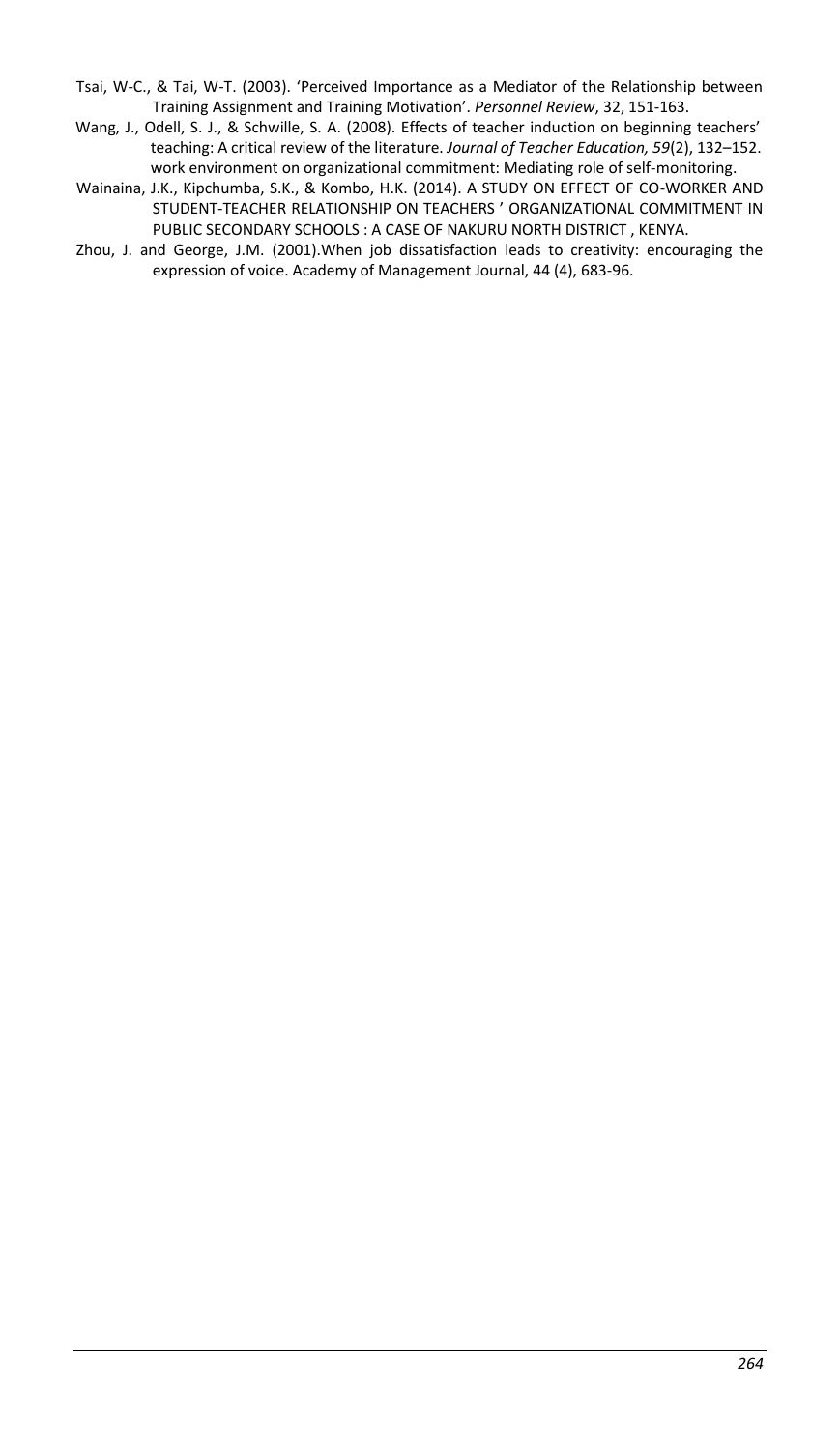Tsai, W-C., & Tai, W-T. (2003). 'Perceived Importance as a Mediator of the Relationship between Training Assignment and Training Motivation'. *Personnel Review*, 32, 151-163.

Wang, J., Odell, S. J., & Schwille, S. A. (2008). Effects of teacher induction on beginning teachers' teaching: A critical review of the literature. *Journal of Teacher Education, 59*(2), 132–152. work environment on organizational commitment: Mediating role of self-monitoring.

Wainaina, J.K., Kipchumba, S.K., & Kombo, H.K. (2014). A STUDY ON EFFECT OF CO-WORKER AND STUDENT-TEACHER RELATIONSHIP ON TEACHERS ' ORGANIZATIONAL COMMITMENT IN PUBLIC SECONDARY SCHOOLS : A CASE OF NAKURU NORTH DISTRICT , KENYA.

Zhou, J. and George, J.M. (2001).When job dissatisfaction leads to creativity: encouraging the expression of voice. Academy of Management Journal, 44 (4), 683-96.